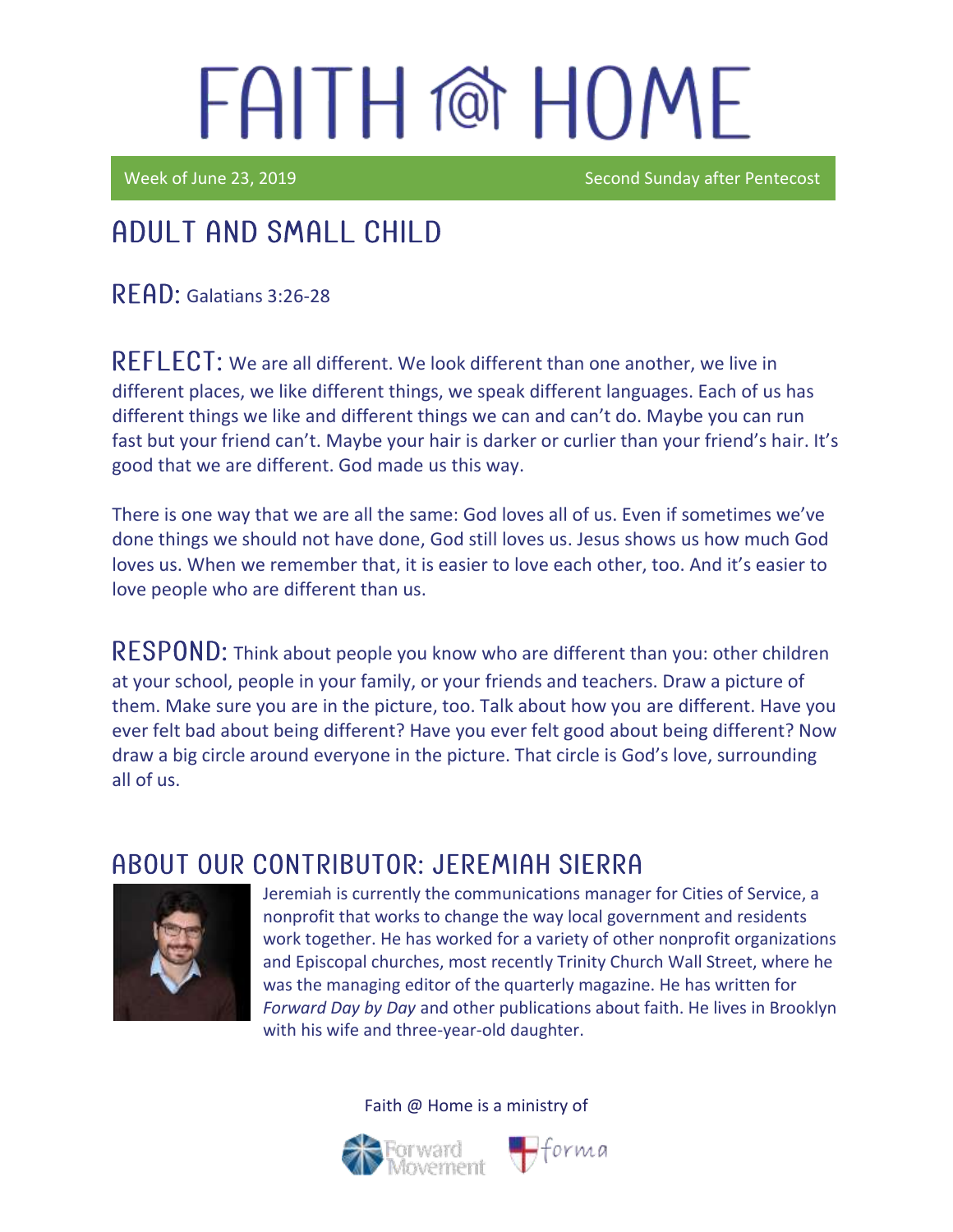# FAITH @ HOME

Week of June 23, 2019 — Second Sunday after Pentecost

## ADULT AND SMALL CHILD

**READ:** Galatians 3:26-28

**REFLECT:** We are all different. We look different than one another, we live in different places, we like different things, we speak different languages. Each of us has different things we like and different things we can and can't do. Maybe you can run fast but your friend can't. Maybe your hair is darker or curlier than your friend's hair. It's good that we are different. God made us this way.

There is one way that we are all the same: God loves all of us. Even if sometimes we've done things we should not have done, God still loves us. Jesus shows us how much God loves us. When we remember that, it is easier to love each other, too. And it's easier to love people who are different than us.

**RESPOND:** Think about people you know who are different than you: other children at your school, people in your family, or your friends and teachers. Draw a picture of them. Make sure you are in the picture, too. Talk about how you are different. Have you ever felt bad about being different? Have you ever felt good about being different? Now draw a big circle around everyone in the picture. That circle is God's love, surrounding all of us.

## ABOUT OUR CONTRIBUTOR: JEREMIAH SIERRA

Jeremiah is currently the communications manager for Cities of Service, a nonprofit that works to change the way local government and residents work together. He has worked for a variety of other nonprofit organizations and Episcopal churches, most recently Trinity Church Wall Street, where he was the managing editor of the quarterly magazine. He has written for *Forward Day by Day* and other publications about faith. He lives in Brooklyn with his wife and three-year-old daughter.

Faith @ Home is a ministry of Forward Movement and forma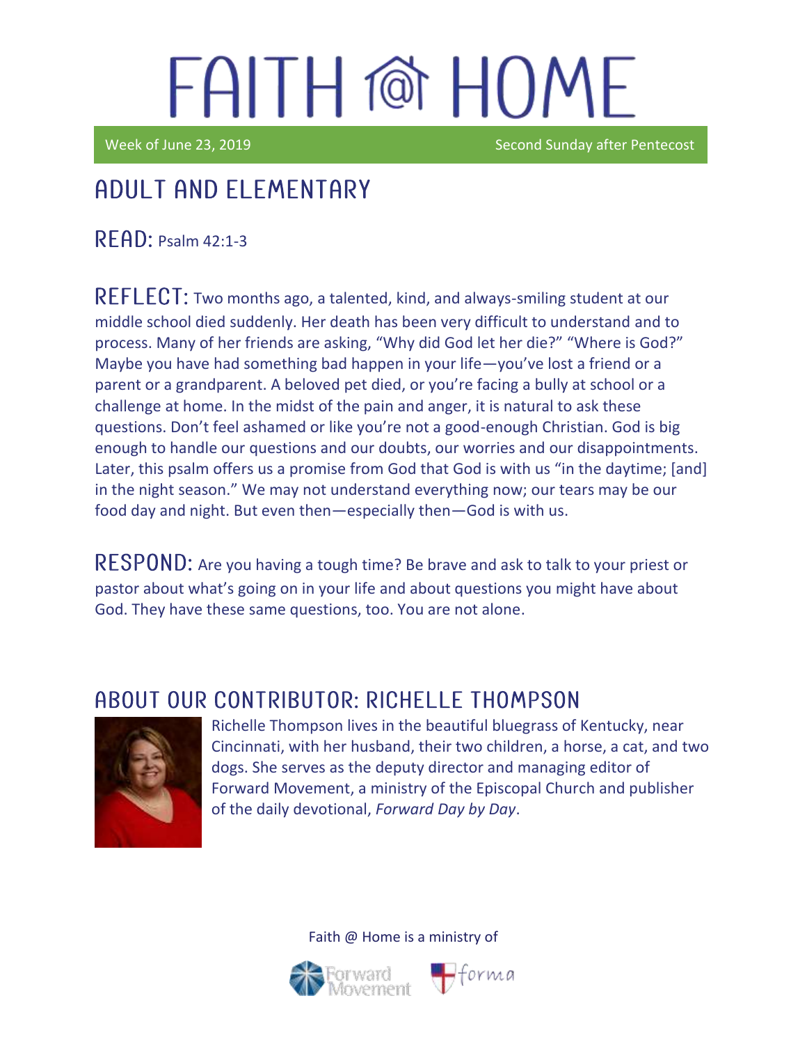# FAITH @ HOME

Week of June 23, 2019 | Second Sunday after Pentecost

## ADULT AND ELEMENTARY

**READ:** Psalm 42:1-3

**REFLECT:** Two months ago, a talented, kind, and always-smiling student at our middle school died suddenly. Her death has been very difficult to understand and to process. Many of her friends are asking, "Why did God let her die?" "Where is God?" Maybe you have had something bad happen in your life—you've lost a friend or a parent or a grandparent. A beloved pet died, or you're facing a bully at school or a challenge at home. In the midst of the pain and anger, it is natural to ask these questions. Don't feel ashamed or like you're not a good-enough Christian. God is big enough to handle our questions and our doubts, our worries and our disappointments. Later, this psalm offers us a promise from God that God is with us "in the daytime; [and] in the night season." We may not understand everything now; our tears may be our food day and night. But even then—especially then—God is with us.

**RESPOND:** Are you having a tough time? Be brave and ask to talk to your priest or pastor about what's going on in your life and about questions you might have about God. They have these same questions, too. You are not alone.

## ABOUT OUR CONTRIBUTOR: RICHELLE THOMPSON

Richelle Thompson lives in the beautiful bluegrass of Kentucky, near Cincinnati, with her husband, their two children, a horse, a cat, and two dogs. She serves as the deputy director and managing editor of Forward Movement, a ministry of the Episcopal Church and publisher of the daily devotional, *Forward Day by Day*.

Faith @ Home is a ministry of

Forward Movement | forma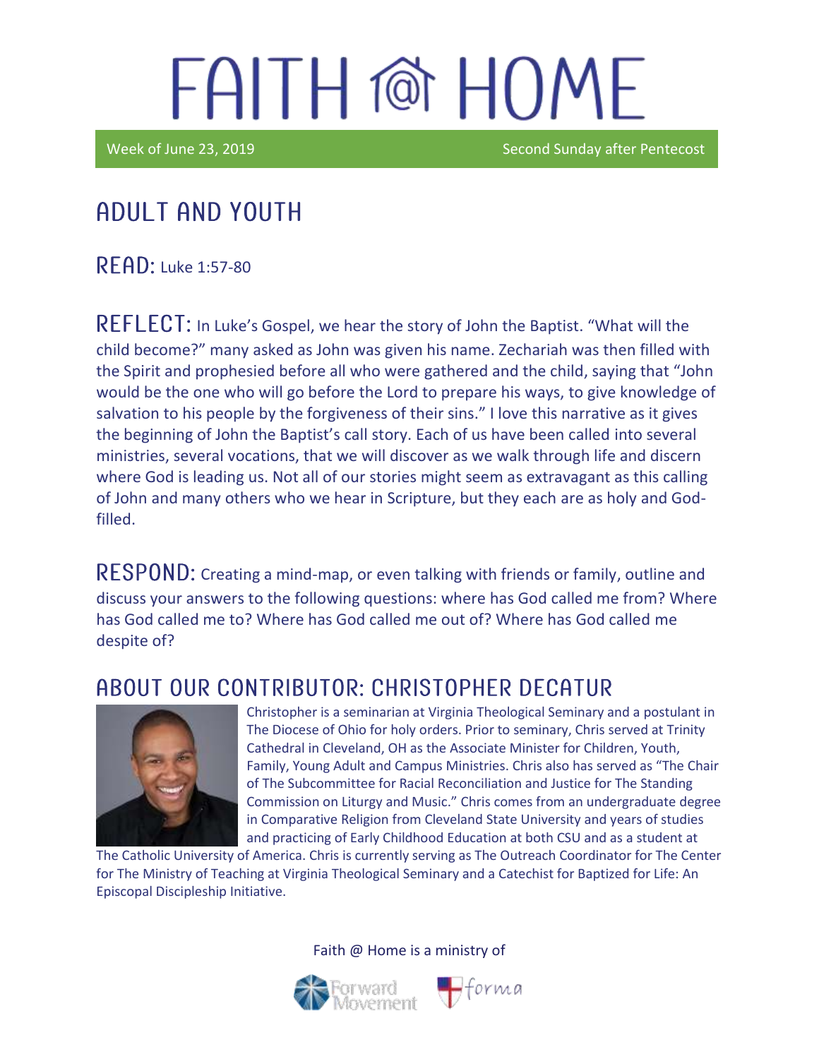# FAITH @ HOME

Week of June 23, 2019 Second Sunday after Pentecost

## ADULT AND YOUTH

**READ:** Luke 1:57-80

**REFLECT:** In Luke's Gospel, we hear the story of John the Baptist. "What will the child become?" many asked as John was given his name. Zechariah was then filled with the Spirit and prophesied before all who were gathered and the child, saying that "John would be the one who will go before the Lord to prepare his ways, to give knowledge of salvation to his people by the forgiveness of their sins." I love this narrative as it gives the beginning of John the Baptist's call story. Each of us have been called into several ministries, several vocations, that we will discover as we walk through life and discern where God is leading us. Not all of our stories might seem as extravagant as this calling of John and many others who we hear in Scripture, but they each are as holy and God-filled.

**RESPOND:** Creating a mind-map, or even talking with friends or family, outline and discuss your answers to the following questions: where has God called me from? Where has God called me to? Where has God called me out of? Where has God called me despite of?

## ABOUT OUR CONTRIBUTOR: CHRISTOPHER DECATUR

Christopher is a seminarian at Virginia Theological Seminary and a postulant in The Diocese of Ohio for holy orders. Prior to seminary, Chris served at Trinity Cathedral in Cleveland, OH as the Associate Minister for Children, Youth, Family, Young Adult and Campus Ministries. Chris also has served as "The Chair of The Subcommittee for Racial Reconciliation and Justice for The Standing Commission on Liturgy and Music." Chris comes from an undergraduate degree in Comparative Religion from Cleveland State University and years of studies and practicing of Early Childhood Education at both CSU and as a student at The Catholic University of America. Chris is currently serving as The Outreach Coordinator for The Center for The Ministry of Teaching at Virginia Theological Seminary and a Catechist for Baptized for Life: An Episcopal Discipleship Initiative.

Faith @ Home is a ministry of

Forward Movement forma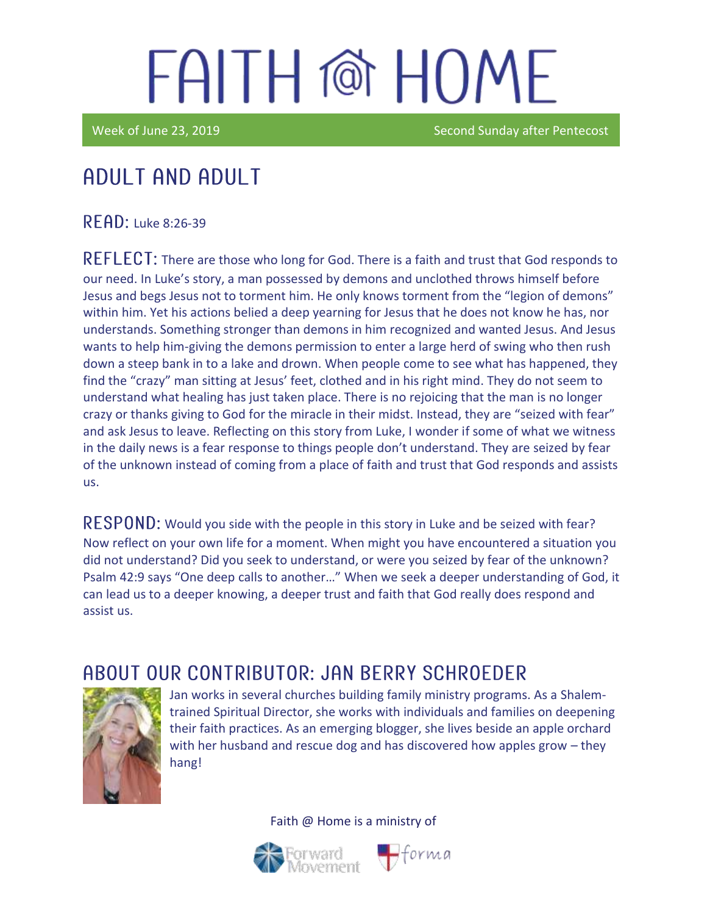# FAITH @ HOME

Week of June 23, 2019 Second Sunday after Pentecost

## ADULT AND ADULT

**READ:** Luke 8:26-39

**REFLECT:** There are those who long for God. There is a faith and trust that God responds to our need. In Luke's story, a man possessed by demons and unclothed throws himself before Jesus and begs Jesus not to torment him. He only knows torment from the "legion of demons" within him. Yet his actions belied a deep yearning for Jesus that he does not know he has, nor understands. Something stronger than demons in him recognized and wanted Jesus. And Jesus wants to help him-giving the demons permission to enter a large herd of swing who then rush down a steep bank in to a lake and drown. When people come to see what has happened, they find the "crazy" man sitting at Jesus' feet, clothed and in his right mind. They do not seem to understand what healing has just taken place. There is no rejoicing that the man is no longer crazy or thanks giving to God for the miracle in their midst. Instead, they are "seized with fear" and ask Jesus to leave. Reflecting on this story from Luke, I wonder if some of what we witness in the daily news is a fear response to things people don't understand. They are seized by fear of the unknown instead of coming from a place of faith and trust that God responds and assists us.

**RESPOND:** Would you side with the people in this story in Luke and be seized with fear? Now reflect on your own life for a moment. When might you have encountered a situation you did not understand? Did you seek to understand, or were you seized by fear of the unknown? Psalm 42:9 says "One deep calls to another…" When we seek a deeper understanding of God, it can lead us to a deeper knowing, a deeper trust and faith that God really does respond and assist us.

## ABOUT OUR CONTRIBUTOR: JAN BERRY SCHROEDER

Jan works in several churches building family ministry programs. As a Shalem-trained Spiritual Director, she works with individuals and families on deepening their faith practices. As an emerging blogger, she lives beside an apple orchard with her husband and rescue dog and has discovered how apples grow – they hang!

Faith @ Home is a ministry of

Forward Movement forma